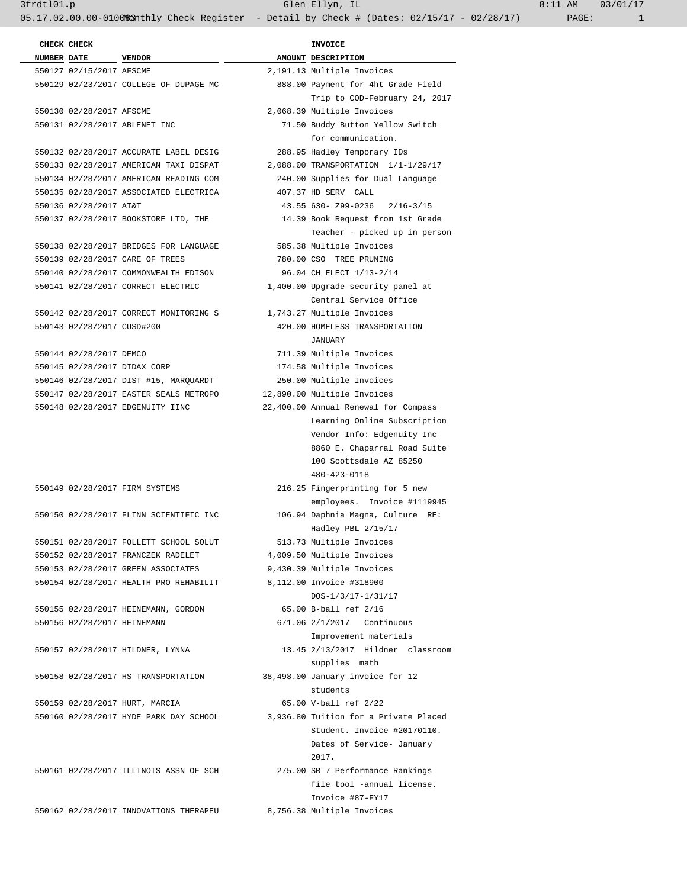| CHECK NUMBER | CHECK DATE | VENDOR | AMOUNT | INVOICE DESCRIPTION |
|---|---|---|---|---|
| 550127 | 02/15/2017 | AFSCME | 2,191.13 | Multiple Invoices |
| 550129 | 02/23/2017 | COLLEGE OF DUPAGE MC | 888.00 | Payment for 4ht Grade Field Trip to COD-February 24, 2017 |
| 550130 | 02/28/2017 | AFSCME | 2,068.39 | Multiple Invoices |
| 550131 | 02/28/2017 | ABLENET INC | 71.50 | Buddy Button Yellow Switch for communication. |
| 550132 | 02/28/2017 | ACCURATE LABEL DESIG | 288.95 | Hadley Temporary IDs |
| 550133 | 02/28/2017 | AMERICAN TAXI DISPAT | 2,088.00 | TRANSPORTATION 1/1-1/29/17 |
| 550134 | 02/28/2017 | AMERICAN READING COM | 240.00 | Supplies for Dual Language |
| 550135 | 02/28/2017 | ASSOCIATED ELECTRICA | 407.37 | HD SERV CALL |
| 550136 | 02/28/2017 | AT&T | 43.55 | 630- Z99-0236 2/16-3/15 |
| 550137 | 02/28/2017 | BOOKSTORE LTD, THE | 14.39 | Book Request from 1st Grade Teacher - picked up in person |
| 550138 | 02/28/2017 | BRIDGES FOR LANGUAGE | 585.38 | Multiple Invoices |
| 550139 | 02/28/2017 | CARE OF TREES | 780.00 | CSO TREE PRUNING |
| 550140 | 02/28/2017 | COMMONWEALTH EDISON | 96.04 | CH ELECT 1/13-2/14 |
| 550141 | 02/28/2017 | CORRECT ELECTRIC | 1,400.00 | Upgrade security panel at Central Service Office |
| 550142 | 02/28/2017 | CORRECT MONITORING S | 1,743.27 | Multiple Invoices |
| 550143 | 02/28/2017 | CUSD#200 | 420.00 | HOMELESS TRANSPORTATION JANUARY |
| 550144 | 02/28/2017 | DEMCO | 711.39 | Multiple Invoices |
| 550145 | 02/28/2017 | DIDAX CORP | 174.58 | Multiple Invoices |
| 550146 | 02/28/2017 | DIST #15, MARQUARDT | 250.00 | Multiple Invoices |
| 550147 | 02/28/2017 | EASTER SEALS METROPO | 12,890.00 | Multiple Invoices |
| 550148 | 02/28/2017 | EDGENUITY IINC | 22,400.00 | Annual Renewal for Compass Learning Online Subscription Vendor Info: Edgenuity Inc 8860 E. Chaparral Road Suite 100 Scottsdale AZ 85250 480-423-0118 |
| 550149 | 02/28/2017 | FIRM SYSTEMS | 216.25 | Fingerprinting for 5 new employees. Invoice #1119945 |
| 550150 | 02/28/2017 | FLINN SCIENTIFIC INC | 106.94 | Daphnia Magna, Culture RE: Hadley PBL 2/15/17 |
| 550151 | 02/28/2017 | FOLLETT SCHOOL SOLUT | 513.73 | Multiple Invoices |
| 550152 | 02/28/2017 | FRANCZEK RADELET | 4,009.50 | Multiple Invoices |
| 550153 | 02/28/2017 | GREEN ASSOCIATES | 9,430.39 | Multiple Invoices |
| 550154 | 02/28/2017 | HEALTH PRO REHABILIT | 8,112.00 | Invoice #318900 DOS-1/3/17-1/31/17 |
| 550155 | 02/28/2017 | HEINEMANN, GORDON | 65.00 | B-ball ref 2/16 |
| 550156 | 02/28/2017 | HEINEMANN | 671.06 | 2/1/2017 Continuous Improvement materials |
| 550157 | 02/28/2017 | HILDNER, LYNNA | 13.45 | 2/13/2017 Hildner classroom supplies math |
| 550158 | 02/28/2017 | HS TRANSPORTATION | 38,498.00 | January invoice for 12 students |
| 550159 | 02/28/2017 | HURT, MARCIA | 65.00 | V-ball ref 2/22 |
| 550160 | 02/28/2017 | HYDE PARK DAY SCHOOL | 3,936.80 | Tuition for a Private Placed Student. Invoice #20170110. Dates of Service- January 2017. |
| 550161 | 02/28/2017 | ILLINOIS ASSN OF SCH | 275.00 | SB 7 Performance Rankings file tool -annual license. Invoice #87-FY17 |
| 550162 | 02/28/2017 | INNOVATIONS THERAPEU | 8,756.38 | Multiple Invoices |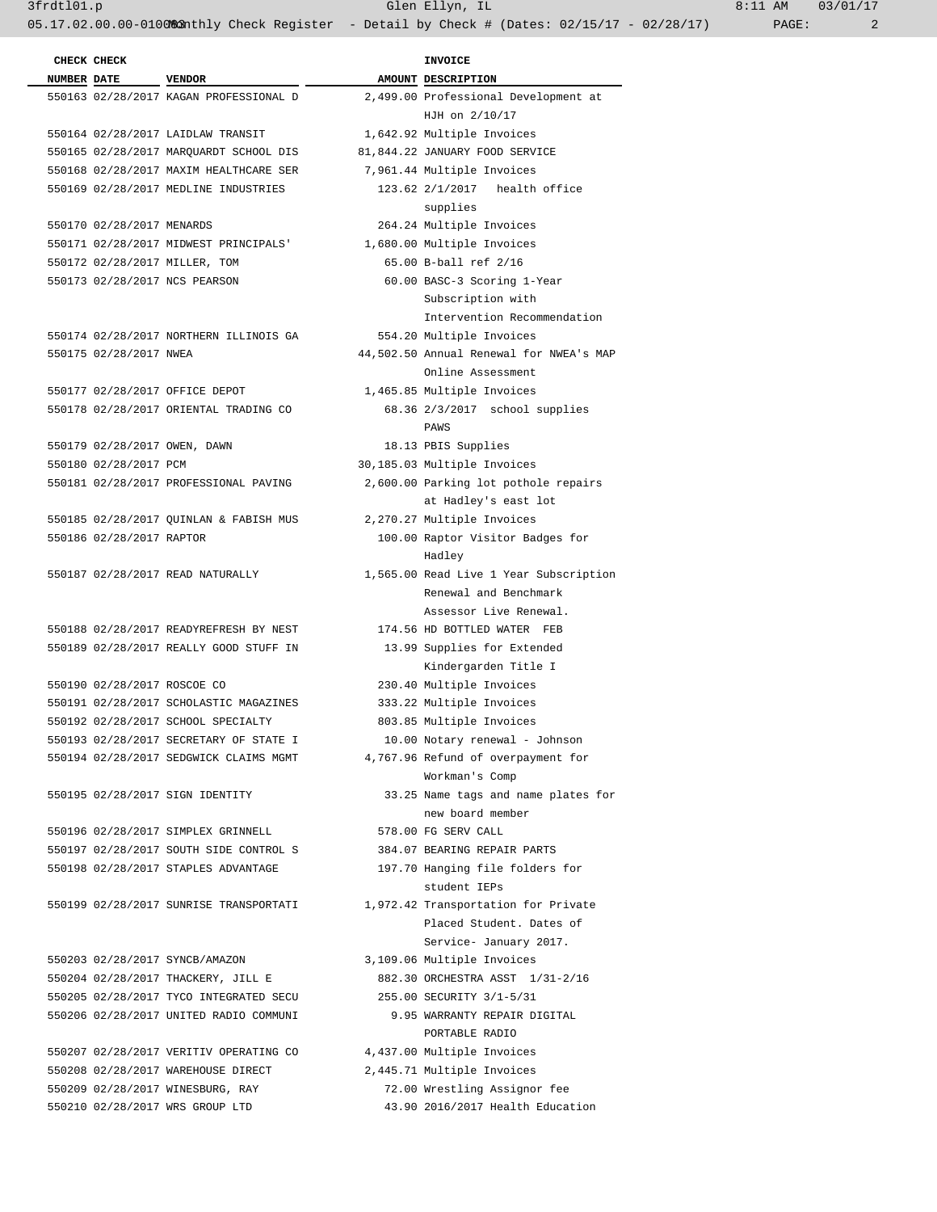| CHECK NUMBER | CHECK DATE | VENDOR | AMOUNT | INVOICE DESCRIPTION |
|---|---|---|---|---|
| 550163 | 02/28/2017 | KAGAN PROFESSIONAL D | 2,499.00 | Professional Development at HJH on 2/10/17 |
| 550164 | 02/28/2017 | LAIDLAW TRANSIT | 1,642.92 | Multiple Invoices |
| 550165 | 02/28/2017 | MARQUARDT SCHOOL DIS | 81,844.22 | JANUARY FOOD SERVICE |
| 550168 | 02/28/2017 | MAXIM HEALTHCARE SER | 7,961.44 | Multiple Invoices |
| 550169 | 02/28/2017 | MEDLINE INDUSTRIES | 123.62 | 2/1/2017 health office supplies |
| 550170 | 02/28/2017 | MENARDS | 264.24 | Multiple Invoices |
| 550171 | 02/28/2017 | MIDWEST PRINCIPALS' | 1,680.00 | Multiple Invoices |
| 550172 | 02/28/2017 | MILLER, TOM | 65.00 | B-ball ref 2/16 |
| 550173 | 02/28/2017 | NCS PEARSON | 60.00 | BASC-3 Scoring 1-Year Subscription with Intervention Recommendation |
| 550174 | 02/28/2017 | NORTHERN ILLINOIS GA | 554.20 | Multiple Invoices |
| 550175 | 02/28/2017 | NWEA | 44,502.50 | Annual Renewal for NWEA's MAP Online Assessment |
| 550177 | 02/28/2017 | OFFICE DEPOT | 1,465.85 | Multiple Invoices |
| 550178 | 02/28/2017 | ORIENTAL TRADING CO | 68.36 | 2/3/2017 school supplies PAWS |
| 550179 | 02/28/2017 | OWEN, DAWN | 18.13 | PBIS Supplies |
| 550180 | 02/28/2017 | PCM | 30,185.03 | Multiple Invoices |
| 550181 | 02/28/2017 | PROFESSIONAL PAVING | 2,600.00 | Parking lot pothole repairs at Hadley's east lot |
| 550185 | 02/28/2017 | QUINLAN & FABISH MUS | 2,270.27 | Multiple Invoices |
| 550186 | 02/28/2017 | RAPTOR | 100.00 | Raptor Visitor Badges for Hadley |
| 550187 | 02/28/2017 | READ NATURALLY | 1,565.00 | Read Live 1 Year Subscription Renewal and Benchmark Assessor Live Renewal. |
| 550188 | 02/28/2017 | READYREFRESH BY NEST | 174.56 | HD BOTTLED WATER FEB |
| 550189 | 02/28/2017 | REALLY GOOD STUFF IN | 13.99 | Supplies for Extended Kindergarden Title I |
| 550190 | 02/28/2017 | ROSCOE CO | 230.40 | Multiple Invoices |
| 550191 | 02/28/2017 | SCHOLASTIC MAGAZINES | 333.22 | Multiple Invoices |
| 550192 | 02/28/2017 | SCHOOL SPECIALTY | 803.85 | Multiple Invoices |
| 550193 | 02/28/2017 | SECRETARY OF STATE I | 10.00 | Notary renewal - Johnson |
| 550194 | 02/28/2017 | SEDGWICK CLAIMS MGMT | 4,767.96 | Refund of overpayment for Workman's Comp |
| 550195 | 02/28/2017 | SIGN IDENTITY | 33.25 | Name tags and name plates for new board member |
| 550196 | 02/28/2017 | SIMPLEX GRINNELL | 578.00 | FG SERV CALL |
| 550197 | 02/28/2017 | SOUTH SIDE CONTROL S | 384.07 | BEARING REPAIR PARTS |
| 550198 | 02/28/2017 | STAPLES ADVANTAGE | 197.70 | Hanging file folders for student IEPs |
| 550199 | 02/28/2017 | SUNRISE TRANSPORTATI | 1,972.42 | Transportation for Private Placed Student. Dates of Service- January 2017. |
| 550203 | 02/28/2017 | SYNCB/AMAZON | 3,109.06 | Multiple Invoices |
| 550204 | 02/28/2017 | THACKERY, JILL E | 882.30 | ORCHESTRA ASST 1/31-2/16 |
| 550205 | 02/28/2017 | TYCO INTEGRATED SECU | 255.00 | SECURITY 3/1-5/31 |
| 550206 | 02/28/2017 | UNITED RADIO COMMUNI | 9.95 | WARRANTY REPAIR DIGITAL PORTABLE RADIO |
| 550207 | 02/28/2017 | VERITIV OPERATING CO | 4,437.00 | Multiple Invoices |
| 550208 | 02/28/2017 | WAREHOUSE DIRECT | 2,445.71 | Multiple Invoices |
| 550209 | 02/28/2017 | WINESBURG, RAY | 72.00 | Wrestling Assignor fee |
| 550210 | 02/28/2017 | WRS GROUP LTD | 43.90 | 2016/2017 Health Education |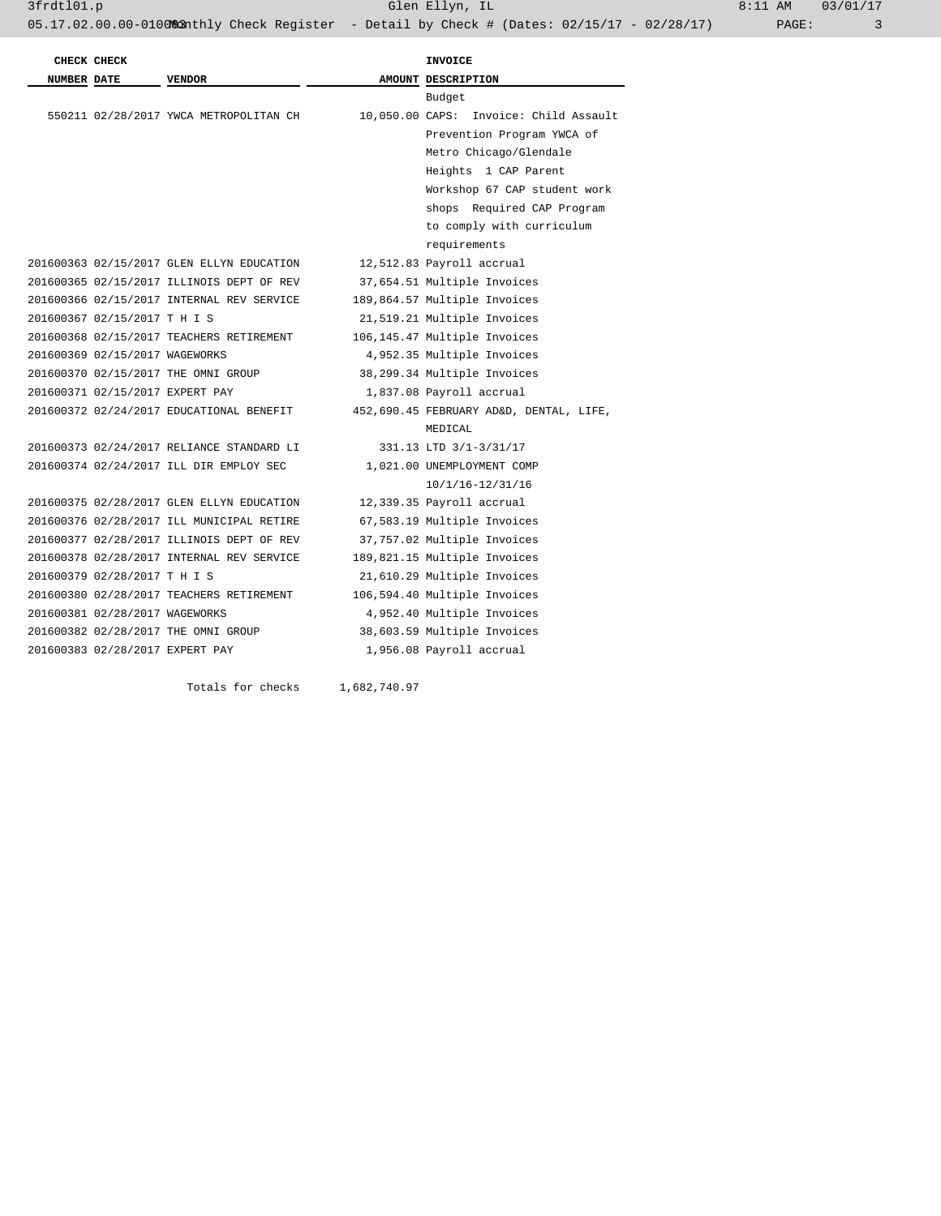| CHECK NUMBER | CHECK DATE | VENDOR | AMOUNT | INVOICE DESCRIPTION |
|---|---|---|---|---|
| | | | | Budget |
| 550211 | 02/28/2017 | YWCA METROPOLITAN CH | 10,050.00 | CAPS: Invoice: Child Assault Prevention Program YWCA of Metro Chicago/Glendale Heights 1 CAP Parent Workshop 67 CAP student work shops Required CAP Program to comply with curriculum requirements |
| 201600363 | 02/15/2017 | GLEN ELLYN EDUCATION | 12,512.83 | Payroll accrual |
| 201600365 | 02/15/2017 | ILLINOIS DEPT OF REV | 37,654.51 | Multiple Invoices |
| 201600366 | 02/15/2017 | INTERNAL REV SERVICE | 189,864.57 | Multiple Invoices |
| 201600367 | 02/15/2017 | T H I S | 21,519.21 | Multiple Invoices |
| 201600368 | 02/15/2017 | TEACHERS RETIREMENT | 106,145.47 | Multiple Invoices |
| 201600369 | 02/15/2017 | WAGEWORKS | 4,952.35 | Multiple Invoices |
| 201600370 | 02/15/2017 | THE OMNI GROUP | 38,299.34 | Multiple Invoices |
| 201600371 | 02/15/2017 | EXPERT PAY | 1,837.08 | Payroll accrual |
| 201600372 | 02/24/2017 | EDUCATIONAL BENEFIT | 452,690.45 | FEBRUARY AD&D, DENTAL, LIFE, MEDICAL |
| 201600373 | 02/24/2017 | RELIANCE STANDARD LI | 331.13 | LTD 3/1-3/31/17 |
| 201600374 | 02/24/2017 | ILL DIR EMPLOY SEC | 1,021.00 | UNEMPLOYMENT COMP 10/1/16-12/31/16 |
| 201600375 | 02/28/2017 | GLEN ELLYN EDUCATION | 12,339.35 | Payroll accrual |
| 201600376 | 02/28/2017 | ILL MUNICIPAL RETIRE | 67,583.19 | Multiple Invoices |
| 201600377 | 02/28/2017 | ILLINOIS DEPT OF REV | 37,757.02 | Multiple Invoices |
| 201600378 | 02/28/2017 | INTERNAL REV SERVICE | 189,821.15 | Multiple Invoices |
| 201600379 | 02/28/2017 | T H I S | 21,610.29 | Multiple Invoices |
| 201600380 | 02/28/2017 | TEACHERS RETIREMENT | 106,594.40 | Multiple Invoices |
| 201600381 | 02/28/2017 | WAGEWORKS | 4,952.40 | Multiple Invoices |
| 201600382 | 02/28/2017 | THE OMNI GROUP | 38,603.59 | Multiple Invoices |
| 201600383 | 02/28/2017 | EXPERT PAY | 1,956.08 | Payroll accrual |
| | | Totals for checks | 1,682,740.97 | |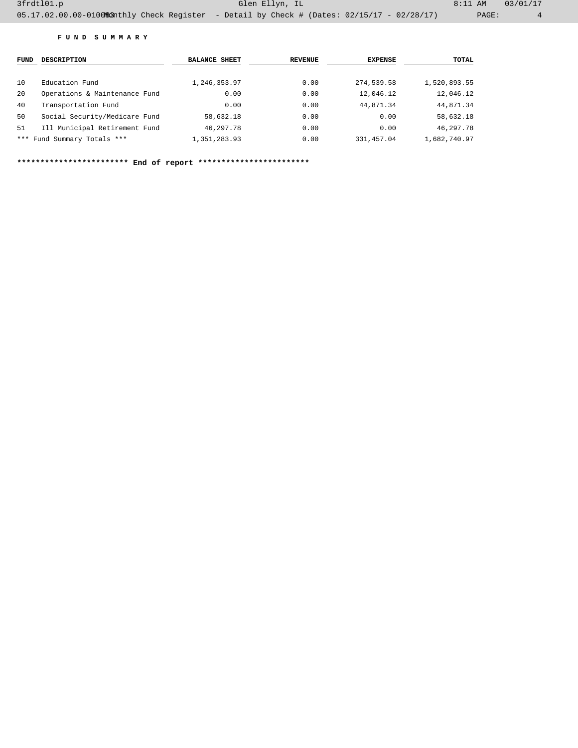**F U N D  S U M M A R Y**

| FUND | DESCRIPTION | BALANCE SHEET | REVENUE | EXPENSE | TOTAL |
|---|---|---|---|---|---|
| 10 | Education Fund | 1,246,353.97 | 0.00 | 274,539.58 | 1,520,893.55 |
| 20 | Operations & Maintenance Fund | 0.00 | 0.00 | 12,046.12 | 12,046.12 |
| 40 | Transportation Fund | 0.00 | 0.00 | 44,871.34 | 44,871.34 |
| 50 | Social Security/Medicare Fund | 58,632.18 | 0.00 | 0.00 | 58,632.18 |
| 51 | Ill Municipal Retirement Fund | 46,297.78 | 0.00 | 0.00 | 46,297.78 |
| *** Fund Summary Totals *** | | 1,351,283.93 | 0.00 | 331,457.04 | 1,682,740.97 |

************************ **End of report** ************************